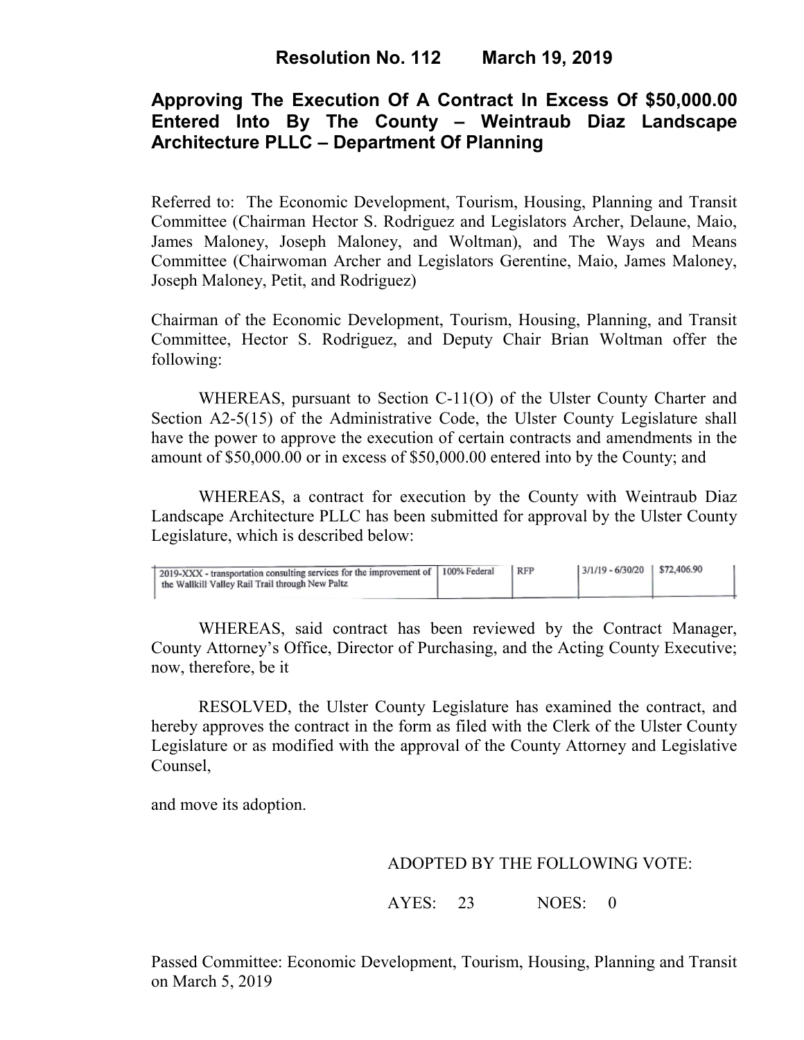# Resolution No. 112 March 19, 2019

## Approving The Execution Of A Contract In Excess Of $50,000.00 Entered Into By The County – Weintraub Diaz Landscape Architecture PLLC – Department Of Planning

Referred to: The Economic Development, Tourism, Housing, Planning and Transit Committee (Chairman Hector S. Rodriguez and Legislators Archer, Delaune, Maio, James Maloney, Joseph Maloney, and Woltman), and The Ways and Means Committee (Chairwoman Archer and Legislators Gerentine, Maio, James Maloney, Joseph Maloney, Petit, and Rodriguez)

Chairman of the Economic Development, Tourism, Housing, Planning, and Transit Committee, Hector S. Rodriguez, and Deputy Chair Brian Woltman offer the following:

WHEREAS, pursuant to Section C-11(O) of the Ulster County Charter and Section A2-5(15) of the Administrative Code, the Ulster County Legislature shall have the power to approve the execution of certain contracts and amendments in the amount of $50,000.00 or in excess of $50,000.00 entered into by the County; and

WHEREAS, a contract for execution by the County with Weintraub Diaz Landscape Architecture PLLC has been submitted for approval by the Ulster County Legislature, which is described below:

| | | | | |
|---|---|---|---|---|
| 2019-XXX - transportation consulting services for the improvement of the Wallkill Valley Rail Trail through New Paltz | 100% Federal | RFP | 3/1/19 - 6/30/20 | $72,406.90 |

WHEREAS, said contract has been reviewed by the Contract Manager, County Attorney's Office, Director of Purchasing, and the Acting County Executive; now, therefore, be it

RESOLVED, the Ulster County Legislature has examined the contract, and hereby approves the contract in the form as filed with the Clerk of the Ulster County Legislature or as modified with the approval of the County Attorney and Legislative Counsel,

and move its adoption.

ADOPTED BY THE FOLLOWING VOTE:

AYES: 23 NOES: 0

Passed Committee: Economic Development, Tourism, Housing, Planning and Transit on March 5, 2019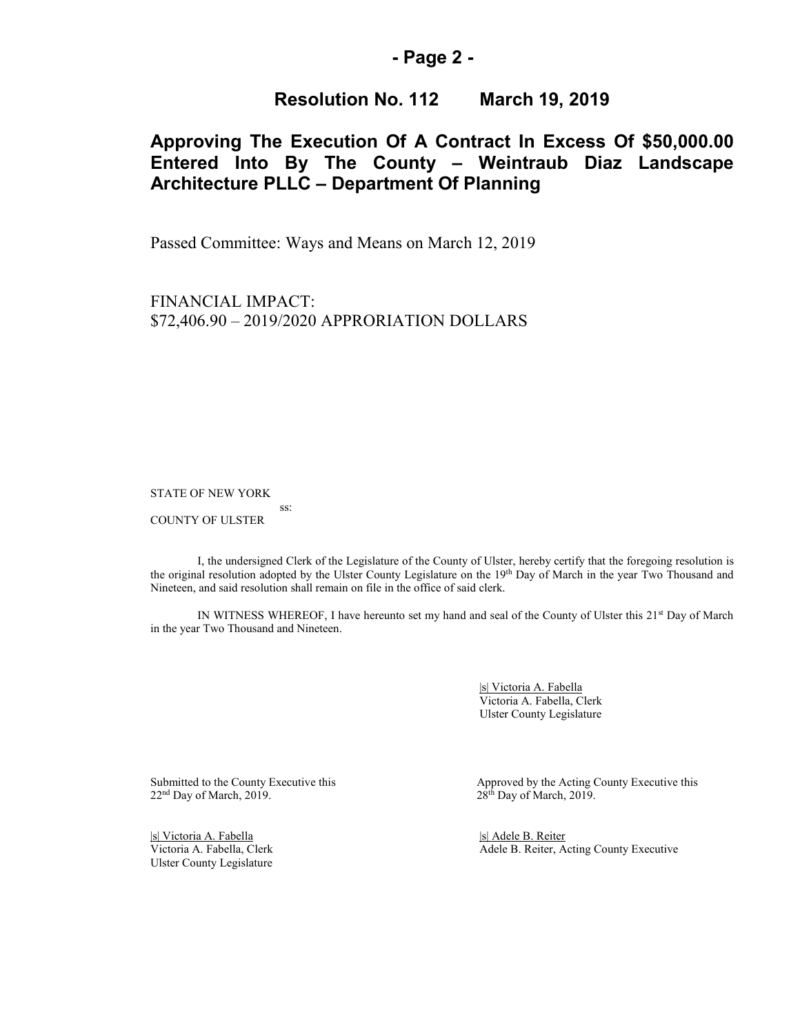**Resolution No. 112 March 19, 2019**

## Approving The Execution Of A Contract In Excess Of $50,000.00 Entered Into By The County – Weintraub Diaz Landscape Architecture PLLC – Department Of Planning

Passed Committee: Ways and Means on March 12, 2019

FINANCIAL IMPACT:
$72,406.90 – 2019/2020 APPRORIATION DOLLARS

STATE OF NEW YORK
ss:
COUNTY OF ULSTER

I, the undersigned Clerk of the Legislature of the County of Ulster, hereby certify that the foregoing resolution is the original resolution adopted by the Ulster County Legislature on the 19th Day of March in the year Two Thousand and Nineteen, and said resolution shall remain on file in the office of said clerk.

IN WITNESS WHEREOF, I have hereunto set my hand and seal of the County of Ulster this 21st Day of March in the year Two Thousand and Nineteen.

|s| Victoria A. Fabella
Victoria A. Fabella, Clerk
Ulster County Legislature

Submitted to the County Executive this 22nd Day of March, 2019.

|s| Victoria A. Fabella
Victoria A. Fabella, Clerk
Ulster County Legislature

Approved by the Acting County Executive this 28th Day of March, 2019.

|s| Adele B. Reiter
Adele B. Reiter, Acting County Executive